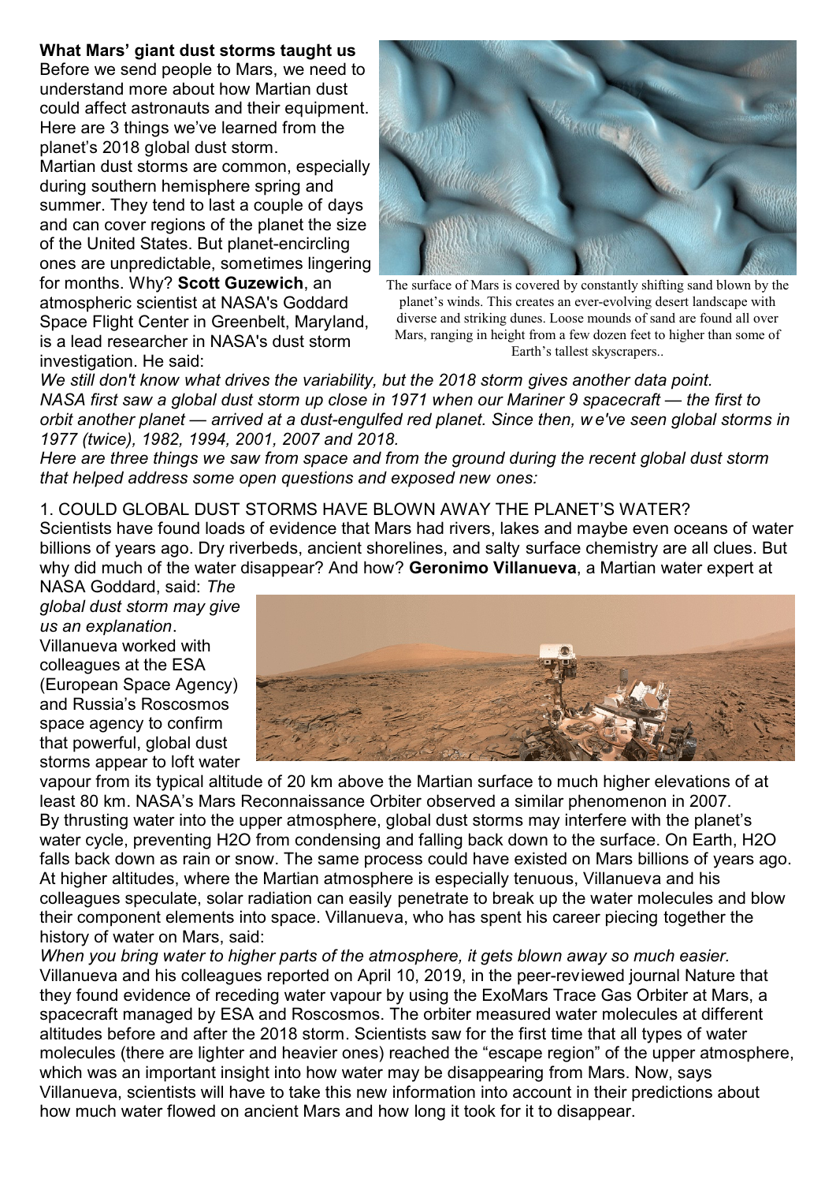**What Mars' giant dust storms taught us**

Before we send people to Mars, we need to understand more about how Martian dust could affect astronauts and their equipment. Here are 3 things we've learned from the planet's 2018 global dust storm.

Martian dust storms are common, especially during southern hemisphere spring and summer. They tend to last a couple of days and can cover regions of the planet the size of the United States. But planet-encircling ones are unpredictable, sometimes lingering for months. Why? **Scott Guzewich**, an atmospheric scientist at NASA's Goddard Space Flight Center in Greenbelt, Maryland, is a lead researcher in NASA's dust storm investigation. He said:

The surface of Mars is covered by constantly shifting sand blown by the planet's winds. This creates an ever-evolving desert landscape with diverse and striking dunes. Loose mounds of sand are found all over Mars, ranging in height from a few dozen feet to higher than some of Earth's tallest skyscrapers..

*We still don't know what drives the variability, but the 2018 storm gives another data point. NASA first saw a global dust storm up close in 1971 when our Mariner 9 spacecraft — the first to orbit another planet — arrived at a dust-engulfed red planet. Since then, we've seen global storms in 1977 (twice), 1982, 1994, 2001, 2007 and 2018.*

*Here are three things we saw from space and from the ground during the recent global dust storm that helped address some open questions and exposed new ones:*

1. COULD GLOBAL DUST STORMS HAVE BLOWN AWAY THE PLANET'S WATER?

Scientists have found loads of evidence that Mars had rivers, lakes and maybe even oceans of water billions of years ago. Dry riverbeds, ancient shorelines, and salty surface chemistry are all clues. But why did much of the water disappear? And how? **Geronimo Villanueva**, a Martian water expert at NASA Goddard, said: *The global dust storm may give us an explanation*.

Villanueva worked with colleagues at the ESA (European Space Agency) and Russia's Roscosmos space agency to confirm that powerful, global dust storms appear to loft water vapour from its typical altitude of 20 km above the Martian surface to much higher elevations of at least 80 km. NASA's Mars Reconnaissance Orbiter observed a similar phenomenon in 2007.

By thrusting water into the upper atmosphere, global dust storms may interfere with the planet's water cycle, preventing H2O from condensing and falling back down to the surface. On Earth, H2O falls back down as rain or snow. The same process could have existed on Mars billions of years ago.

At higher altitudes, where the Martian atmosphere is especially tenuous, Villanueva and his colleagues speculate, solar radiation can easily penetrate to break up the water molecules and blow their component elements into space. Villanueva, who has spent his career piecing together the history of water on Mars, said:

*When you bring water to higher parts of the atmosphere, it gets blown away so much easier.*

Villanueva and his colleagues reported on April 10, 2019, in the peer-reviewed journal Nature that they found evidence of receding water vapour by using the ExoMars Trace Gas Orbiter at Mars, a spacecraft managed by ESA and Roscosmos. The orbiter measured water molecules at different altitudes before and after the 2018 storm. Scientists saw for the first time that all types of water molecules (there are lighter and heavier ones) reached the "escape region" of the upper atmosphere, which was an important insight into how water may be disappearing from Mars. Now, says Villanueva, scientists will have to take this new information into account in their predictions about how much water flowed on ancient Mars and how long it took for it to disappear.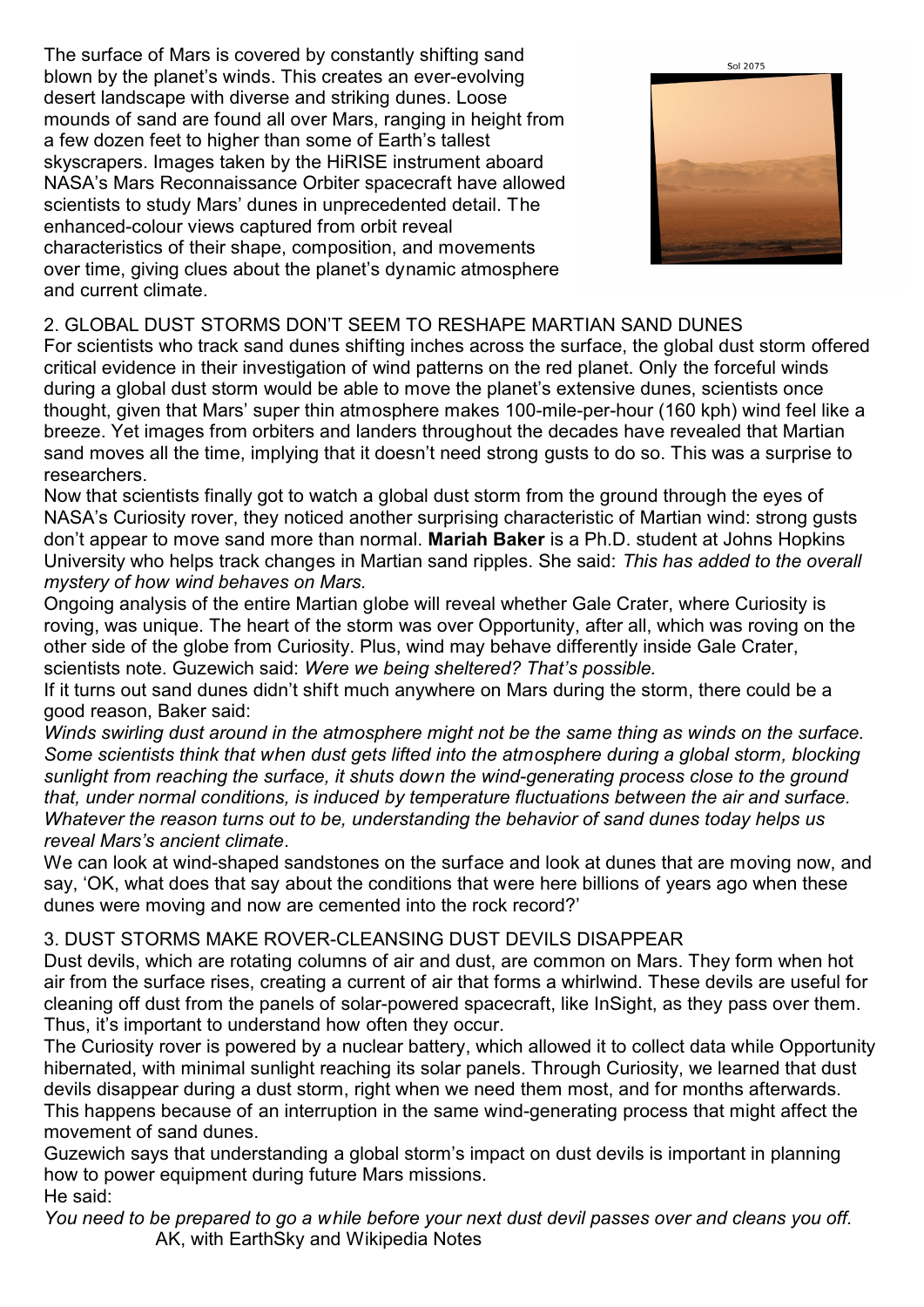The surface of Mars is covered by constantly shifting sand blown by the planet's winds. This creates an ever-evolving desert landscape with diverse and striking dunes. Loose mounds of sand are found all over Mars, ranging in height from a few dozen feet to higher than some of Earth's tallest skyscrapers. Images taken by the HiRISE instrument aboard NASA's Mars Reconnaissance Orbiter spacecraft have allowed scientists to study Mars' dunes in unprecedented detail. The enhanced-colour views captured from orbit reveal characteristics of their shape, composition, and movements over time, giving clues about the planet's dynamic atmosphere and current climate.

Sol 2075

## 2. GLOBAL DUST STORMS DON'T SEEM TO RESHAPE MARTIAN SAND DUNES

For scientists who track sand dunes shifting inches across the surface, the global dust storm offered critical evidence in their investigation of wind patterns on the red planet. Only the forceful winds during a global dust storm would be able to move the planet's extensive dunes, scientists once thought, given that Mars' super thin atmosphere makes 100-mile-per-hour (160 kph) wind feel like a breeze. Yet images from orbiters and landers throughout the decades have revealed that Martian sand moves all the time, implying that it doesn't need strong gusts to do so. This was a surprise to researchers.

Now that scientists finally got to watch a global dust storm from the ground through the eyes of NASA's Curiosity rover, they noticed another surprising characteristic of Martian wind: strong gusts don't appear to move sand more than normal. **Mariah Baker** is a Ph.D. student at Johns Hopkins University who helps track changes in Martian sand ripples. She said: *This has added to the overall mystery of how wind behaves on Mars.*

Ongoing analysis of the entire Martian globe will reveal whether Gale Crater, where Curiosity is roving, was unique. The heart of the storm was over Opportunity, after all, which was roving on the other side of the globe from Curiosity. Plus, wind may behave differently inside Gale Crater, scientists note. Guzewich said: *Were we being sheltered? That's possible.*

If it turns out sand dunes didn't shift much anywhere on Mars during the storm, there could be a good reason, Baker said:

*Winds swirling dust around in the atmosphere might not be the same thing as winds on the surface. Some scientists think that when dust gets lifted into the atmosphere during a global storm, blocking sunlight from reaching the surface, it shuts down the wind-generating process close to the ground that, under normal conditions, is induced by temperature fluctuations between the air and surface. Whatever the reason turns out to be, understanding the behavior of sand dunes today helps us reveal Mars's ancient climate*.

We can look at wind-shaped sandstones on the surface and look at dunes that are moving now, and say, 'OK, what does that say about the conditions that were here billions of years ago when these dunes were moving and now are cemented into the rock record?'

## 3. DUST STORMS MAKE ROVER-CLEANSING DUST DEVILS DISAPPEAR

Dust devils, which are rotating columns of air and dust, are common on Mars. They form when hot air from the surface rises, creating a current of air that forms a whirlwind. These devils are useful for cleaning off dust from the panels of solar-powered spacecraft, like InSight, as they pass over them. Thus, it's important to understand how often they occur.

The Curiosity rover is powered by a nuclear battery, which allowed it to collect data while Opportunity hibernated, with minimal sunlight reaching its solar panels. Through Curiosity, we learned that dust devils disappear during a dust storm, right when we need them most, and for months afterwards. This happens because of an interruption in the same wind-generating process that might affect the movement of sand dunes.

Guzewich says that understanding a global storm's impact on dust devils is important in planning how to power equipment during future Mars missions.

He said:

*You need to be prepared to go a while before your next dust devil passes over and cleans you off.*

AK, with EarthSky and Wikipedia Notes